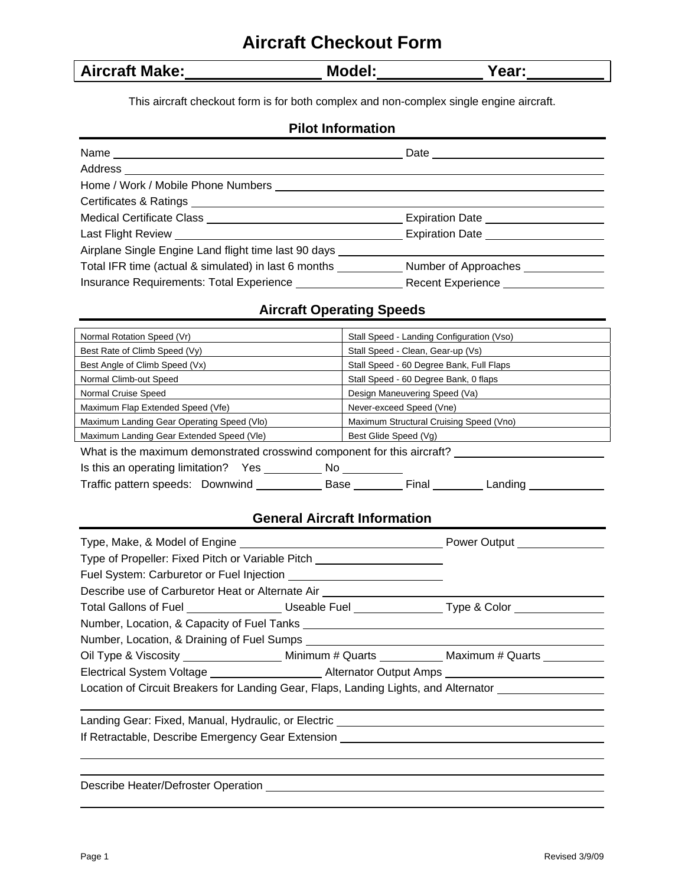# Aircraft Checkout Form

**Aircraft Make:** ________________ **Model:** ____________ **Year:** _________

This aircraft checkout form is for both complex and non-complex single engine aircraft.

## Pilot Information

Name ______________________________________________ Date ___________________________

Address ________________________________________________________________________

Home / Work / Mobile Phone Numbers _______________________________________________

Certificates & Ratings ___________________________________________________________

Medical Certificate Class _____________________________ Expiration Date ________________

Last Flight Review _________________________________ Expiration Date ________________

Airplane Single Engine Land flight time last 90 days ___________________________________

Total IFR time (actual & simulated) in last 6 months __________ Number of Approaches ____________

Insurance Requirements: Total Experience _________________ Recent Experience ________________

## Aircraft Operating Speeds

| | |
|---|---|
| Normal Rotation Speed (Vr) | Stall Speed - Landing Configuration (Vso) |
| Best Rate of Climb Speed (Vy) | Stall Speed - Clean, Gear-up (Vs) |
| Best Angle of Climb Speed (Vx) | Stall Speed - 60 Degree Bank, Full Flaps |
| Normal Climb-out Speed | Stall Speed - 60 Degree Bank, 0 flaps |
| Normal Cruise Speed | Design Maneuvering Speed (Va) |
| Maximum Flap Extended Speed (Vfe) | Never-exceed Speed (Vne) |
| Maximum Landing Gear Operating Speed (Vlo) | Maximum Structural Cruising Speed (Vno) |
| Maximum Landing Gear Extended Speed (Vle) | Best Glide Speed (Vg) |

What is the maximum demonstrated crosswind component for this aircraft? ______________________

Is this an operating limitation? Yes _________ No _________

Traffic pattern speeds: Downwind __________ Base ________ Final ________ Landing ____________

## General Aircraft Information

Type, Make, & Model of Engine ________________________________ Power Output ______________

Type of Propeller: Fixed Pitch or Variable Pitch ____________________

Fuel System: Carburetor or Fuel Injection ________________________

Describe use of Carburetor Heat or Alternate Air ______________________________________________

Total Gallons of Fuel _______________ Useable Fuel ______________ Type & Color ______________

Number, Location, & Capacity of Fuel Tanks ______________________________________________

Number, Location, & Draining of Fuel Sumps ______________________________________________

Oil Type & Viscosity ________________ Minimum # Quarts __________ Maximum # Quarts __________

Electrical System Voltage __________________ Alternator Output Amps _________________________

Location of Circuit Breakers for Landing Gear, Flaps, Landing Lights, and Alternator ________________

________________________________________________________________________________

Landing Gear: Fixed, Manual, Hydraulic, or Electric ___________________________________________

If Retractable, Describe Emergency Gear Extension ____________________________________________

________________________________________________________________________________

________________________________________________________________________________

Describe Heater/Defroster Operation _______________________________________________________

________________________________________________________________________________

Revised 3/9/09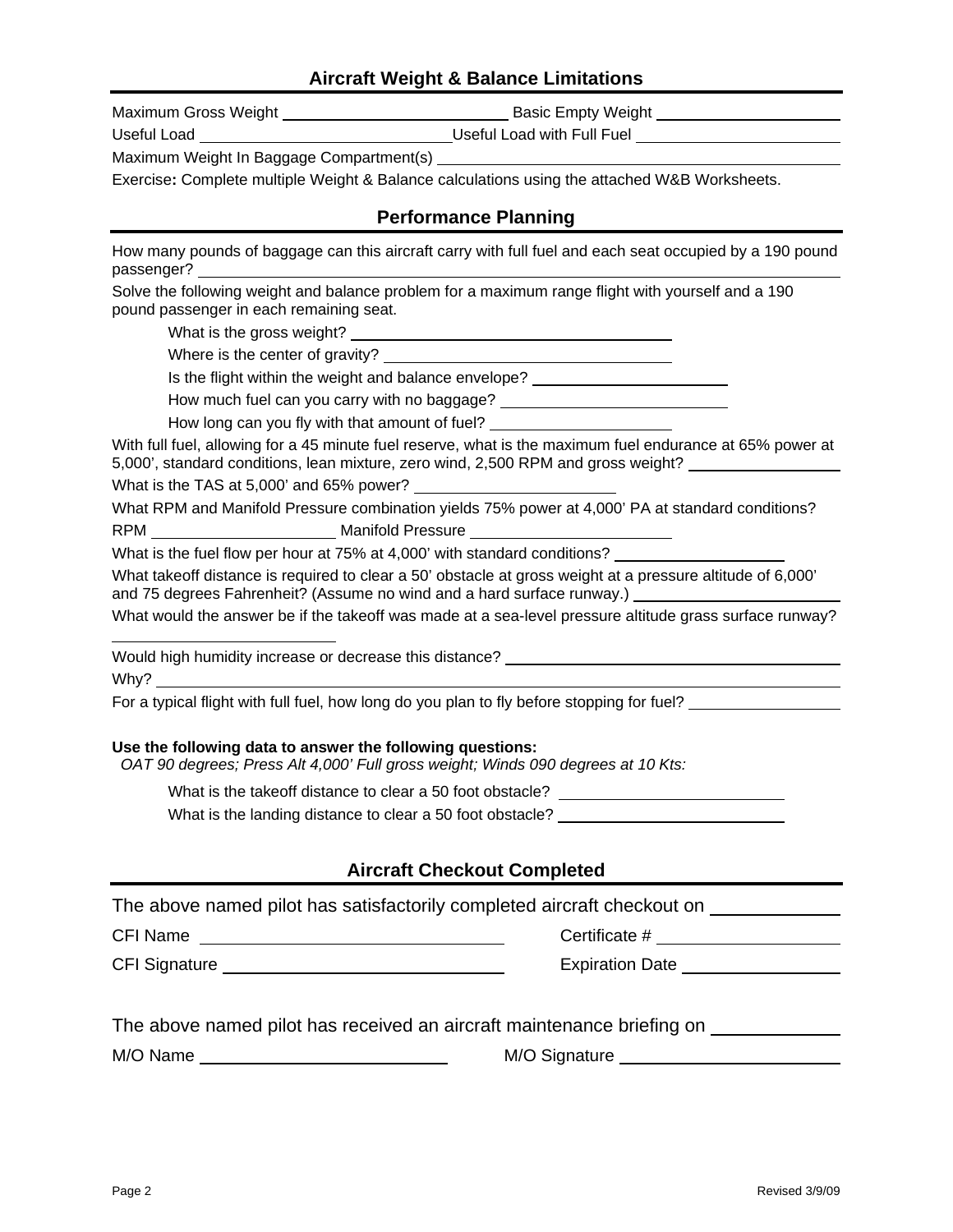## Aircraft Weight & Balance Limitations

Maximum Gross Weight \_\_\_\_\_\_\_\_\_\_\_\_\_\_\_\_\_\_\_\_ Basic Empty Weight \_\_\_\_\_\_\_\_\_\_\_\_\_\_\_\_\_\_\_\_

Useful Load \_\_\_\_\_\_\_\_\_\_\_\_\_\_\_\_\_\_\_\_ Useful Load with Full Fuel \_\_\_\_\_\_\_\_\_\_\_\_\_\_\_\_\_\_\_\_

Maximum Weight In Baggage Compartment(s) \_\_\_\_\_\_\_\_\_\_\_\_\_\_\_\_\_\_\_\_

Exercise**:** Complete multiple Weight & Balance calculations using the attached W&B Worksheets.

## Performance Planning

How many pounds of baggage can this aircraft carry with full fuel and each seat occupied by a 190 pound passenger? \_\_\_\_\_\_\_\_\_\_\_\_\_\_\_\_\_\_\_\_

Solve the following weight and balance problem for a maximum range flight with yourself and a 190 pound passenger in each remaining seat.

- What is the gross weight? \_\_\_\_\_\_\_\_\_\_\_\_\_\_\_\_\_\_\_\_
- Where is the center of gravity? \_\_\_\_\_\_\_\_\_\_\_\_\_\_\_\_\_\_\_\_
- Is the flight within the weight and balance envelope? \_\_\_\_\_\_\_\_\_\_\_\_\_\_\_\_\_\_\_\_
- How much fuel can you carry with no baggage? \_\_\_\_\_\_\_\_\_\_\_\_\_\_\_\_\_\_\_\_
- How long can you fly with that amount of fuel? \_\_\_\_\_\_\_\_\_\_\_\_\_\_\_\_\_\_\_\_

With full fuel, allowing for a 45 minute fuel reserve, what is the maximum fuel endurance at 65% power at 5,000', standard conditions, lean mixture, zero wind, 2,500 RPM and gross weight? \_\_\_\_\_\_\_\_\_\_\_\_\_\_\_\_\_\_\_\_

What is the TAS at 5,000' and 65% power? \_\_\_\_\_\_\_\_\_\_\_\_\_\_\_\_\_\_\_\_

What RPM and Manifold Pressure combination yields 75% power at 4,000' PA at standard conditions?

RPM \_\_\_\_\_\_\_\_\_\_\_\_\_\_\_\_\_\_\_\_ Manifold Pressure \_\_\_\_\_\_\_\_\_\_\_\_\_\_\_\_\_\_\_\_

What is the fuel flow per hour at 75% at 4,000' with standard conditions? \_\_\_\_\_\_\_\_\_\_\_\_\_\_\_\_\_\_\_\_

What takeoff distance is required to clear a 50' obstacle at gross weight at a pressure altitude of 6,000' and 75 degrees Fahrenheit? (Assume no wind and a hard surface runway.) \_\_\_\_\_\_\_\_\_\_\_\_\_\_\_\_\_\_\_\_

What would the answer be if the takeoff was made at a sea-level pressure altitude grass surface runway? \_\_\_\_\_\_\_\_\_\_\_\_\_\_\_\_\_\_\_\_

Would high humidity increase or decrease this distance? \_\_\_\_\_\_\_\_\_\_\_\_\_\_\_\_\_\_\_\_

Why? \_\_\_\_\_\_\_\_\_\_\_\_\_\_\_\_\_\_\_\_

For a typical flight with full fuel, how long do you plan to fly before stopping for fuel? \_\_\_\_\_\_\_\_\_\_\_\_\_\_\_\_\_\_\_\_

**Use the following data to answer the following questions:**

*OAT 90 degrees; Press Alt 4,000' Full gross weight; Winds 090 degrees at 10 Kts:*

- What is the takeoff distance to clear a 50 foot obstacle? \_\_\_\_\_\_\_\_\_\_\_\_\_\_\_\_\_\_\_\_
- What is the landing distance to clear a 50 foot obstacle? \_\_\_\_\_\_\_\_\_\_\_\_\_\_\_\_\_\_\_\_

## Aircraft Checkout Completed

The above named pilot has satisfactorily completed aircraft checkout on \_\_\_\_\_\_\_\_\_\_\_\_\_\_\_\_\_\_\_\_

CFI Name \_\_\_\_\_\_\_\_\_\_\_\_\_\_\_\_\_\_\_\_ Certificate # \_\_\_\_\_\_\_\_\_\_\_\_\_\_\_\_\_\_\_\_

CFI Signature \_\_\_\_\_\_\_\_\_\_\_\_\_\_\_\_\_\_\_\_ Expiration Date \_\_\_\_\_\_\_\_\_\_\_\_\_\_\_\_\_\_\_\_

The above named pilot has received an aircraft maintenance briefing on \_\_\_\_\_\_\_\_\_\_\_\_\_\_\_\_\_\_\_\_

M/O Name \_\_\_\_\_\_\_\_\_\_\_\_\_\_\_\_\_\_\_\_ M/O Signature \_\_\_\_\_\_\_\_\_\_\_\_\_\_\_\_\_\_\_\_

Revised 3/9/09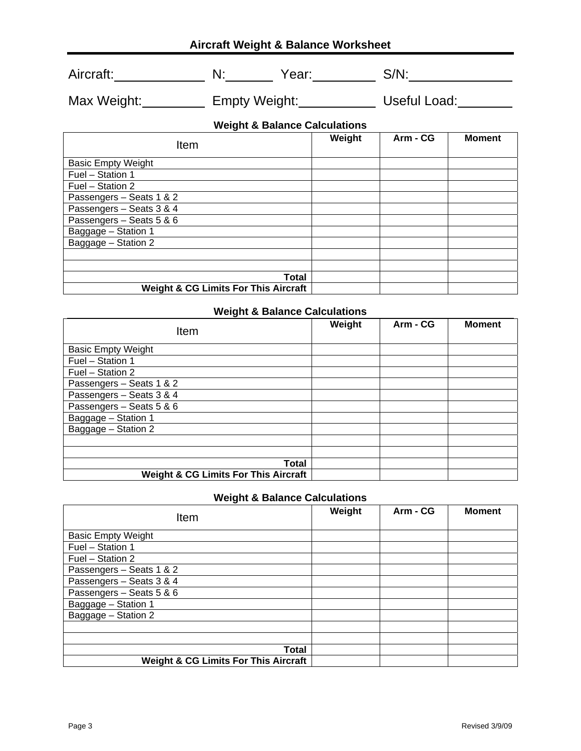## Aircraft Weight & Balance Worksheet

Aircraft:____________ N:_______ Year:_________ S/N:______________

Max Weight:_________ Empty Weight:___________ Useful Load:________

### Weight & Balance Calculations

| Item | Weight | Arm - CG | Moment |
|---|---|---|---|
| Basic Empty Weight | | | |
| Fuel – Station 1 | | | |
| Fuel – Station 2 | | | |
| Passengers – Seats 1 & 2 | | | |
| Passengers – Seats 3 & 4 | | | |
| Passengers – Seats 5 & 6 | | | |
| Baggage – Station 1 | | | |
| Baggage – Station 2 | | | |
| | | | |
| | | | |
| **Total** | | | |
| **Weight & CG Limits For This Aircraft** | | | |

### Weight & Balance Calculations

| Item | Weight | Arm - CG | Moment |
|---|---|---|---|
| Basic Empty Weight | | | |
| Fuel – Station 1 | | | |
| Fuel – Station 2 | | | |
| Passengers – Seats 1 & 2 | | | |
| Passengers – Seats 3 & 4 | | | |
| Passengers – Seats 5 & 6 | | | |
| Baggage – Station 1 | | | |
| Baggage – Station 2 | | | |
| | | | |
| | | | |
| **Total** | | | |
| **Weight & CG Limits For This Aircraft** | | | |

### Weight & Balance Calculations

| Item | Weight | Arm - CG | Moment |
|---|---|---|---|
| Basic Empty Weight | | | |
| Fuel – Station 1 | | | |
| Fuel – Station 2 | | | |
| Passengers – Seats 1 & 2 | | | |
| Passengers – Seats 3 & 4 | | | |
| Passengers – Seats 5 & 6 | | | |
| Baggage – Station 1 | | | |
| Baggage – Station 2 | | | |
| | | | |
| | | | |
| **Total** | | | |
| **Weight & CG Limits For This Aircraft** | | | |

Revised 3/9/09